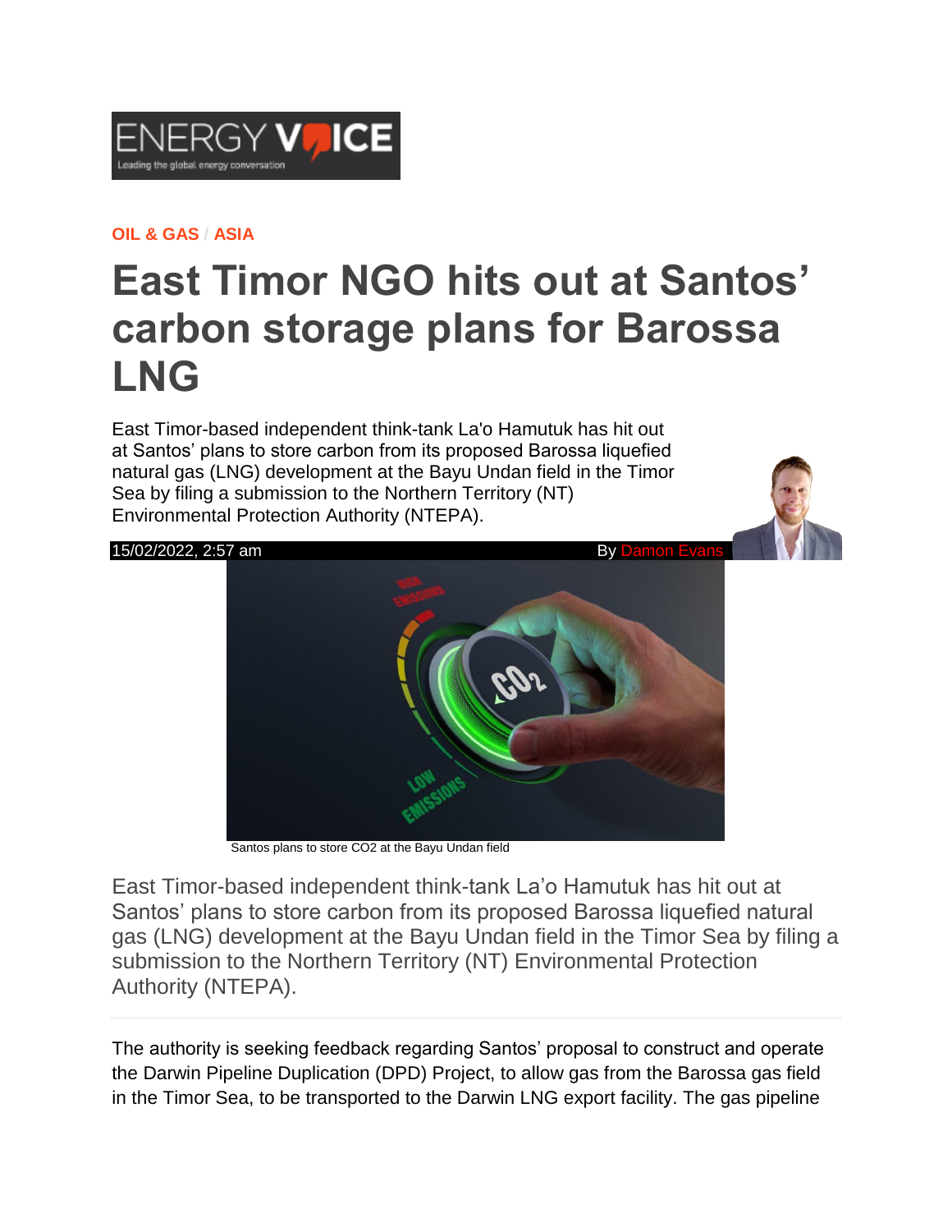ENERGY VOICE
Leading the global energy conversation

**OIL & GAS / ASIA**

# East Timor NGO hits out at Santos' carbon storage plans for Barossa LNG

East Timor-based independent think-tank La'o Hamutuk has hit out at Santos' plans to store carbon from its proposed Barossa liquefied natural gas (LNG) development at the Bayu Undan field in the Timor Sea by filing a submission to the Northern Territory (NT) Environmental Protection Authority (NTEPA).

15/02/2022, 2:57 am By Damon Evans

Santos plans to store CO2 at the Bayu Undan field

East Timor-based independent think-tank La'o Hamutuk has hit out at Santos' plans to store carbon from its proposed Barossa liquefied natural gas (LNG) development at the Bayu Undan field in the Timor Sea by filing a submission to the Northern Territory (NT) Environmental Protection Authority (NTEPA).

The authority is seeking feedback regarding Santos' proposal to construct and operate the Darwin Pipeline Duplication (DPD) Project, to allow gas from the Barossa gas field in the Timor Sea, to be transported to the Darwin LNG export facility. The gas pipeline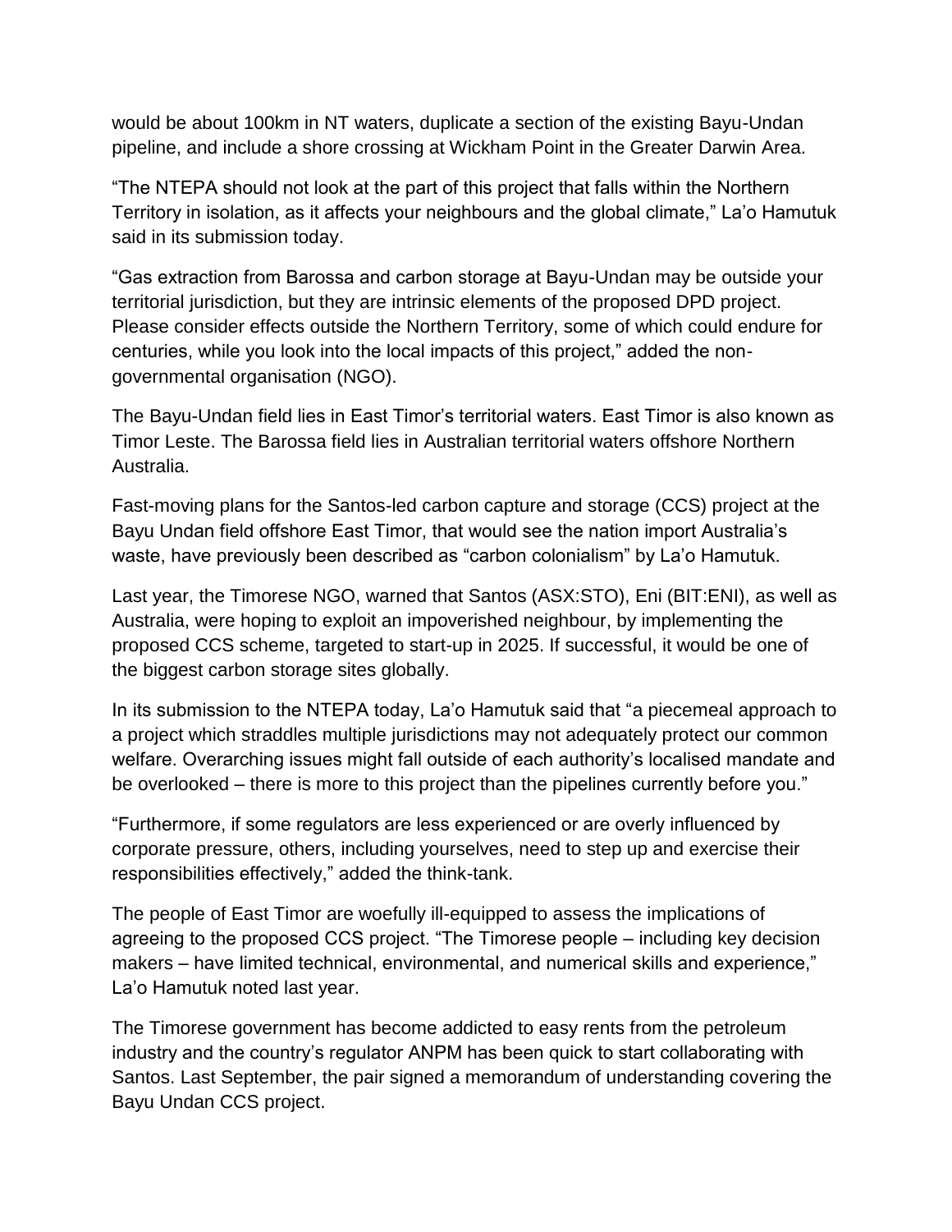would be about 100km in NT waters, duplicate a section of the existing Bayu-Undan pipeline, and include a shore crossing at Wickham Point in the Greater Darwin Area.

“The NTEPA should not look at the part of this project that falls within the Northern Territory in isolation, as it affects your neighbours and the global climate,” La’o Hamutuk said in its submission today.

“Gas extraction from Barossa and carbon storage at Bayu-Undan may be outside your territorial jurisdiction, but they are intrinsic elements of the proposed DPD project. Please consider effects outside the Northern Territory, some of which could endure for centuries, while you look into the local impacts of this project,” added the non-governmental organisation (NGO).

The Bayu-Undan field lies in East Timor’s territorial waters. East Timor is also known as Timor Leste. The Barossa field lies in Australian territorial waters offshore Northern Australia.

Fast-moving plans for the Santos-led carbon capture and storage (CCS) project at the Bayu Undan field offshore East Timor, that would see the nation import Australia’s waste, have previously been described as “carbon colonialism” by La’o Hamutuk.

Last year, the Timorese NGO, warned that Santos (ASX:STO), Eni (BIT:ENI), as well as Australia, were hoping to exploit an impoverished neighbour, by implementing the proposed CCS scheme, targeted to start-up in 2025. If successful, it would be one of the biggest carbon storage sites globally.

In its submission to the NTEPA today, La’o Hamutuk said that “a piecemeal approach to a project which straddles multiple jurisdictions may not adequately protect our common welfare. Overarching issues might fall outside of each authority’s localised mandate and be overlooked – there is more to this project than the pipelines currently before you.”

“Furthermore, if some regulators are less experienced or are overly influenced by corporate pressure, others, including yourselves, need to step up and exercise their responsibilities effectively,” added the think-tank.

The people of East Timor are woefully ill-equipped to assess the implications of agreeing to the proposed CCS project. “The Timorese people – including key decision makers – have limited technical, environmental, and numerical skills and experience,” La’o Hamutuk noted last year.

The Timorese government has become addicted to easy rents from the petroleum industry and the country’s regulator ANPM has been quick to start collaborating with Santos. Last September, the pair signed a memorandum of understanding covering the Bayu Undan CCS project.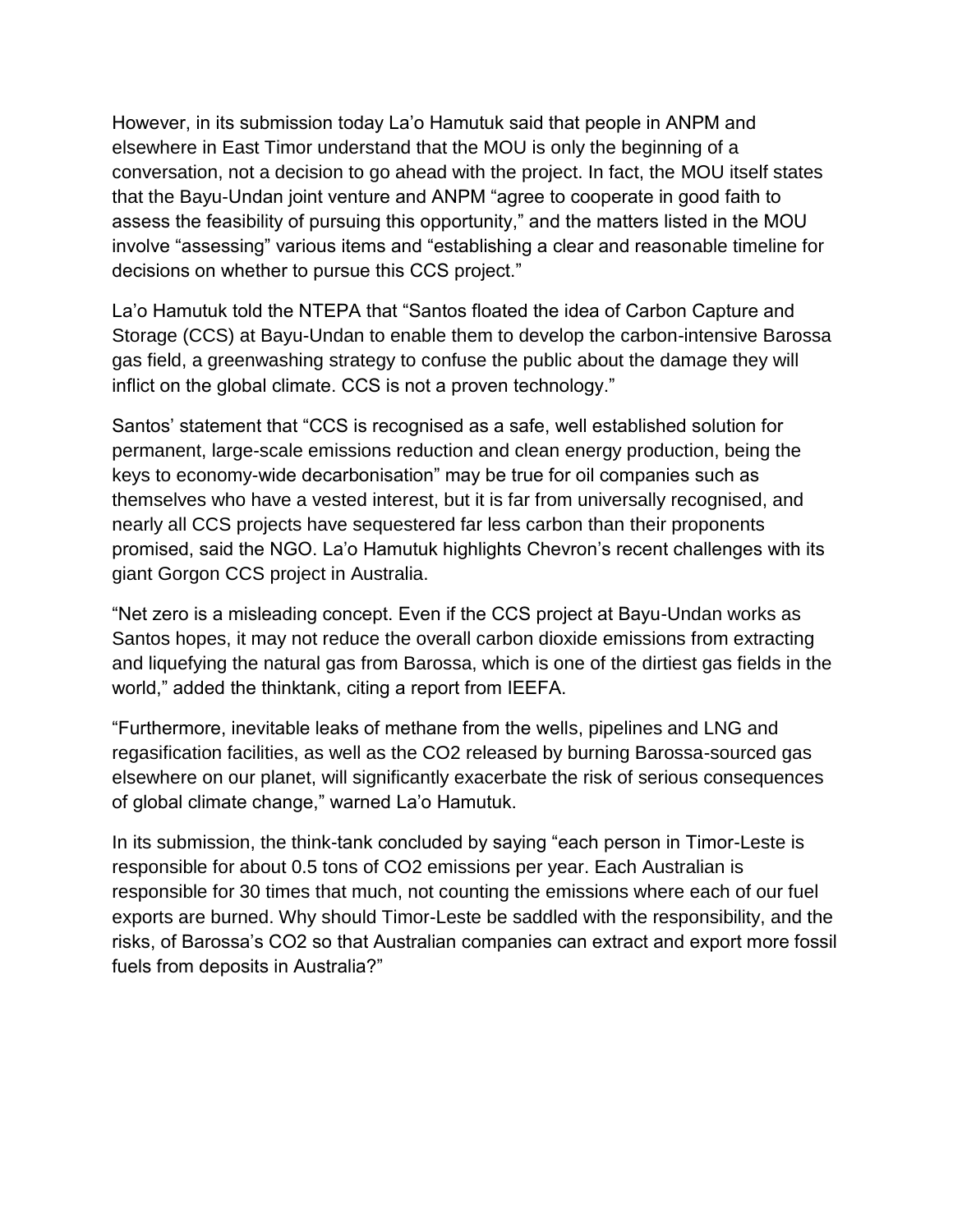However, in its submission today La'o Hamutuk said that people in ANPM and elsewhere in East Timor understand that the MOU is only the beginning of a conversation, not a decision to go ahead with the project. In fact, the MOU itself states that the Bayu-Undan joint venture and ANPM "agree to cooperate in good faith to assess the feasibility of pursuing this opportunity," and the matters listed in the MOU involve "assessing" various items and "establishing a clear and reasonable timeline for decisions on whether to pursue this CCS project."

La'o Hamutuk told the NTEPA that "Santos floated the idea of Carbon Capture and Storage (CCS) at Bayu-Undan to enable them to develop the carbon-intensive Barossa gas field, a greenwashing strategy to confuse the public about the damage they will inflict on the global climate. CCS is not a proven technology."

Santos' statement that "CCS is recognised as a safe, well established solution for permanent, large-scale emissions reduction and clean energy production, being the keys to economy-wide decarbonisation" may be true for oil companies such as themselves who have a vested interest, but it is far from universally recognised, and nearly all CCS projects have sequestered far less carbon than their proponents promised, said the NGO. La'o Hamutuk highlights Chevron's recent challenges with its giant Gorgon CCS project in Australia.

"Net zero is a misleading concept. Even if the CCS project at Bayu-Undan works as Santos hopes, it may not reduce the overall carbon dioxide emissions from extracting and liquefying the natural gas from Barossa, which is one of the dirtiest gas fields in the world," added the thinktank, citing a report from IEEFA.

"Furthermore, inevitable leaks of methane from the wells, pipelines and LNG and regasification facilities, as well as the $CO_2$ released by burning Barossa-sourced gas elsewhere on our planet, will significantly exacerbate the risk of serious consequences of global climate change," warned La'o Hamutuk.

In its submission, the think-tank concluded by saying "each person in Timor-Leste is responsible for about 0.5 tons of $CO_2$ emissions per year. Each Australian is responsible for 30 times that much, not counting the emissions where each of our fuel exports are burned. Why should Timor-Leste be saddled with the responsibility, and the risks, of Barossa's $CO_2$ so that Australian companies can extract and export more fossil fuels from deposits in Australia?"